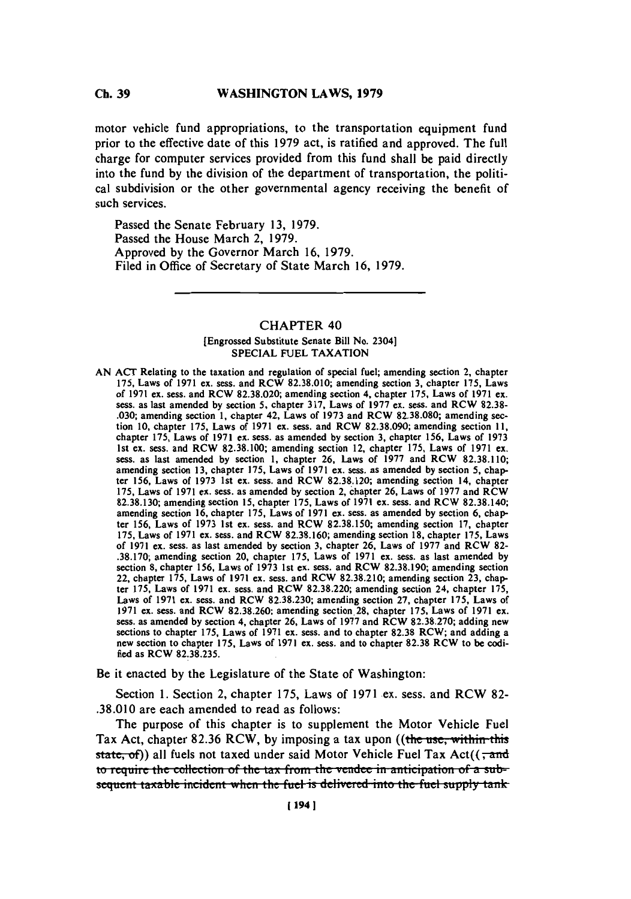motor vehicle fund appropriations, to the transportation equipment fund prior to the effective date of this 1979 act, is ratified and approved. The full charge for computer services provided from this fund shall be paid directly into the fund by the division of the department of transportation, the political subdivision or the other governmental agency receiving the benefit of such services.

Passed the Senate February 13, 1979.
Passed the House March 2, 1979.
Approved by the Governor March 16, 1979.
Filed in Office of Secretary of State March 16, 1979.

---

## CHAPTER 40

[Engrossed Substitute Senate Bill No. 2304]
SPECIAL FUEL TAXATION

AN ACT Relating to the taxation and regulation of special fuel; amending section 2, chapter 175, Laws of 1971 ex. sess. and RCW 82.38.010; amending section 3, chapter 175, Laws of 1971 ex. sess. and RCW 82.38.020; amending section 4, chapter 175, Laws of 1971 ex. sess. as last amended by section 5, chapter 317, Laws of 1977 ex. sess. and RCW 82.38-.030; amending section 1, chapter 42, Laws of 1973 and RCW 82.38.080; amending section 10, chapter 175, Laws of 1971 ex. sess. and RCW 82.38.090; amending section 11, chapter 175, Laws of 1971 ex. sess. as amended by section 3, chapter 156, Laws of 1973 1st ex. sess. and RCW 82.38.100; amending section 12, chapter 175, Laws of 1971 ex. sess. as last amended by section 1, chapter 26, Laws of 1977 and RCW 82.38.110; amending section 13, chapter 175, Laws of 1971 ex. sess. as amended by section 5, chapter 156, Laws of 1973 1st ex. sess. and RCW 82.38.120; amending section 14, chapter 175, Laws of 1971 ex. sess. as amended by section 2, chapter 26, Laws of 1977 and RCW 82.38.130; amending section 15, chapter 175, Laws of 1971 ex. sess. and RCW 82.38.140; amending section 16, chapter 175, Laws of 1971 ex. sess. as amended by section 6, chapter 156, Laws of 1973 1st ex. sess. and RCW 82.38.150; amending section 17, chapter 175, Laws of 1971 ex. sess. and RCW 82.38.160; amending section 18, chapter 175, Laws of 1971 ex. sess. as last amended by section 3, chapter 26, Laws of 1977 and RCW 82-.38.170; amending section 20, chapter 175, Laws of 1971 ex. sess. as last amended by section 8, chapter 156, Laws of 1973 1st ex. sess. and RCW 82.38.190; amending section 22, chapter 175, Laws of 1971 ex. sess. and RCW 82.38.210; amending section 23, chapter 175, Laws of 1971 ex. sess. and RCW 82.38.220; amending section 24, chapter 175, Laws of 1971 ex. sess. and RCW 82.38.230; amending section 27, chapter 175, Laws of 1971 ex. sess. and RCW 82.38.260; amending section 28, chapter 175, Laws of 1971 ex. sess. as amended by section 4, chapter 26, Laws of 1977 and RCW 82.38.270; adding new sections to chapter 175, Laws of 1971 ex. sess. and to chapter 82.38 RCW; and adding a new section to chapter 175, Laws of 1971 ex. sess. and to chapter 82.38 RCW to be codified as RCW 82.38.235.

Be it enacted by the Legislature of the State of Washington:

Section 1. Section 2, chapter 175, Laws of 1971 ex. sess. and RCW 82-.38.010 are each amended to read as follows:

The purpose of this chapter is to supplement the Motor Vehicle Fuel Tax Act, chapter 82.36 RCW, by imposing a tax upon ((~~the use, within this state, of~~)) all fuels not taxed under said Motor Vehicle Fuel Tax Act((~~, and to require the collection of the tax from the vendee in anticipation of a subsequent taxable incident when the fuel is delivered into the fuel supply tank~~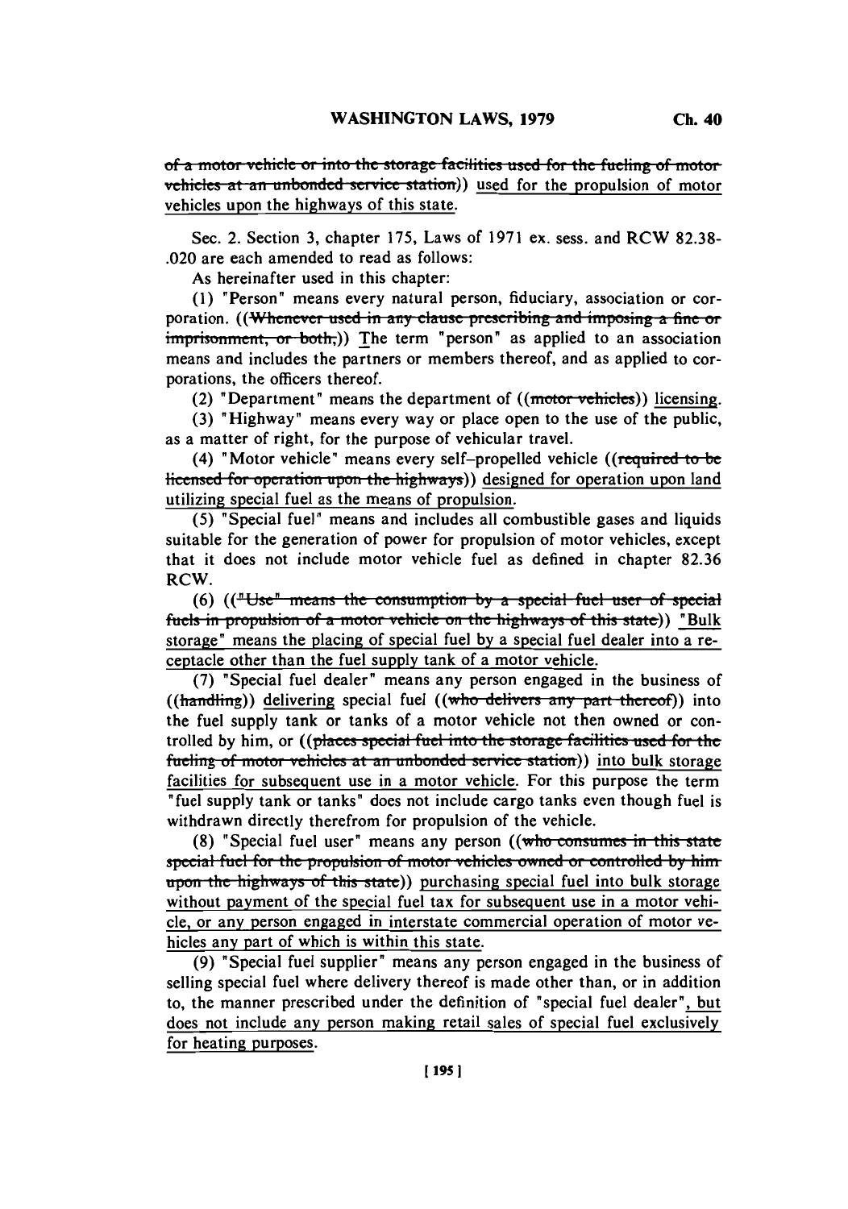~~of a motor vehicle or into the storage facilities used for the fueling of motor vehicles at an unbonded service station~~)) used for the propulsion of motor vehicles upon the highways of this state.

Sec. 2. Section 3, chapter 175, Laws of 1971 ex. sess. and RCW 82.38-.020 are each amended to read as follows:

As hereinafter used in this chapter:

(1) "Person" means every natural person, fiduciary, association or corporation. ((~~Whenever used in any clause prescribing and imposing a fine or imprisonment, or both,~~)) The term "person" as applied to an association means and includes the partners or members thereof, and as applied to corporations, the officers thereof.

(2) "Department" means the department of ((~~motor vehicles~~)) licensing.

(3) "Highway" means every way or place open to the use of the public, as a matter of right, for the purpose of vehicular travel.

(4) "Motor vehicle" means every self-propelled vehicle ((~~required to be licensed for operation upon the highways~~)) designed for operation upon land utilizing special fuel as the means of propulsion.

(5) "Special fuel" means and includes all combustible gases and liquids suitable for the generation of power for propulsion of motor vehicles, except that it does not include motor vehicle fuel as defined in chapter 82.36 RCW.

(6) ((~~"Use" means the consumption by a special fuel user of special fuels in propulsion of a motor vehicle on the highways of this state~~)) "Bulk storage" means the placing of special fuel by a special fuel dealer into a receptacle other than the fuel supply tank of a motor vehicle.

(7) "Special fuel dealer" means any person engaged in the business of ((~~handling~~)) delivering special fuel ((~~who delivers any part thereof~~)) into the fuel supply tank or tanks of a motor vehicle not then owned or controlled by him, or ((~~places special fuel into the storage facilities used for the fueling of motor vehicles at an unbonded service station~~)) into bulk storage facilities for subsequent use in a motor vehicle. For this purpose the term "fuel supply tank or tanks" does not include cargo tanks even though fuel is withdrawn directly therefrom for propulsion of the vehicle.

(8) "Special fuel user" means any person ((~~who consumes in this state special fuel for the propulsion of motor vehicles owned or controlled by him upon the highways of this state~~)) purchasing special fuel into bulk storage without payment of the special fuel tax for subsequent use in a motor vehicle, or any person engaged in interstate commercial operation of motor vehicles any part of which is within this state.

(9) "Special fuel supplier" means any person engaged in the business of selling special fuel where delivery thereof is made other than, or in addition to, the manner prescribed under the definition of "special fuel dealer", but does not include any person making retail sales of special fuel exclusively for heating purposes.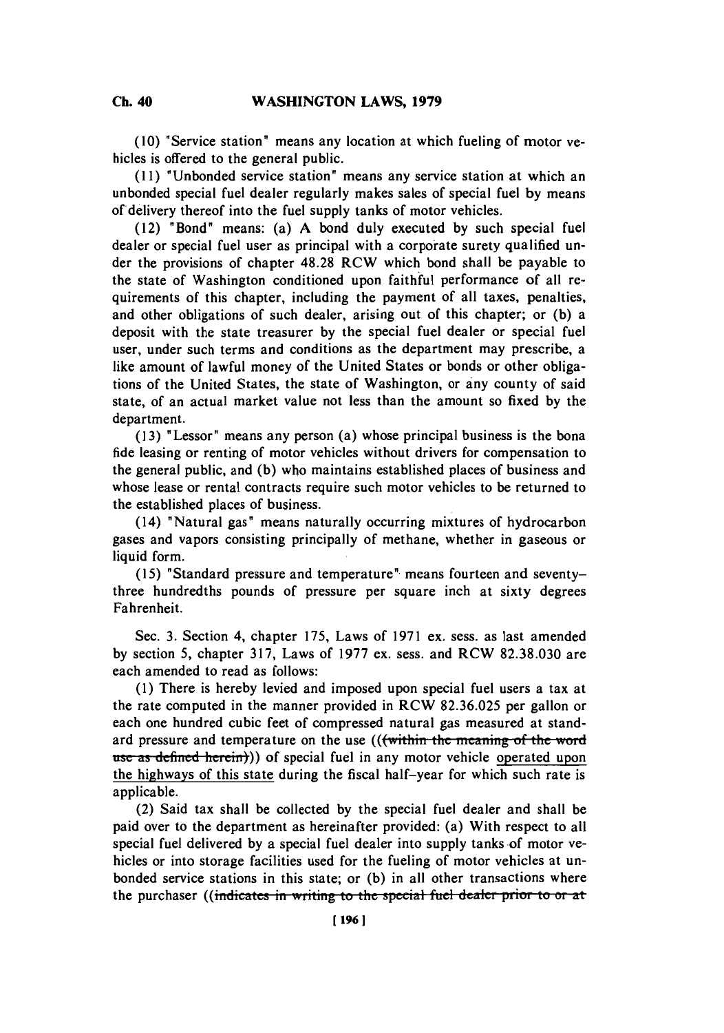(10) "Service station" means any location at which fueling of motor vehicles is offered to the general public.

(11) "Unbonded service station" means any service station at which an unbonded special fuel dealer regularly makes sales of special fuel by means of delivery thereof into the fuel supply tanks of motor vehicles.

(12) "Bond" means: (a) A bond duly executed by such special fuel dealer or special fuel user as principal with a corporate surety qualified under the provisions of chapter 48.28 RCW which bond shall be payable to the state of Washington conditioned upon faithful performance of all requirements of this chapter, including the payment of all taxes, penalties, and other obligations of such dealer, arising out of this chapter; or (b) a deposit with the state treasurer by the special fuel dealer or special fuel user, under such terms and conditions as the department may prescribe, a like amount of lawful money of the United States or bonds or other obligations of the United States, the state of Washington, or any county of said state, of an actual market value not less than the amount so fixed by the department.

(13) "Lessor" means any person (a) whose principal business is the bona fide leasing or renting of motor vehicles without drivers for compensation to the general public, and (b) who maintains established places of business and whose lease or rental contracts require such motor vehicles to be returned to the established places of business.

(14) "Natural gas" means naturally occurring mixtures of hydrocarbon gases and vapors consisting principally of methane, whether in gaseous or liquid form.

(15) "Standard pressure and temperature" means fourteen and seventy-three hundredths pounds of pressure per square inch at sixty degrees Fahrenheit.

Sec. 3. Section 4, chapter 175, Laws of 1971 ex. sess. as last amended by section 5, chapter 317, Laws of 1977 ex. sess. and RCW 82.38.030 are each amended to read as follows:

(1) There is hereby levied and imposed upon special fuel users a tax at the rate computed in the manner provided in RCW 82.36.025 per gallon or each one hundred cubic feet of compressed natural gas measured at standard pressure and temperature on the use ((~~(within the meaning of the word use as defined herein)~~)) of special fuel in any motor vehicle <u>operated upon the highways of this state</u> during the fiscal half-year for which such rate is applicable.

(2) Said tax shall be collected by the special fuel dealer and shall be paid over to the department as hereinafter provided: (a) With respect to all special fuel delivered by a special fuel dealer into supply tanks of motor vehicles or into storage facilities used for the fueling of motor vehicles at unbonded service stations in this state; or (b) in all other transactions where the purchaser ((~~indicates in writing to the special fuel dealer prior to or at~~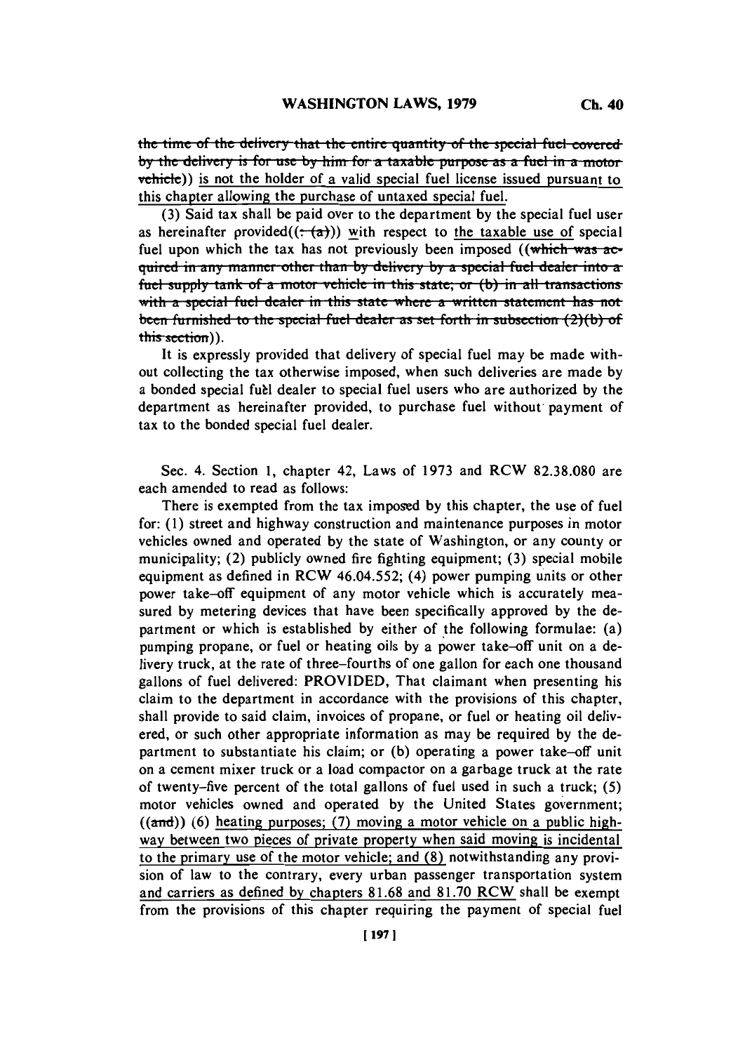~~the time of the delivery that the entire quantity of the special fuel covered by the delivery is for use by him for a taxable purpose as a fuel in a motor vehicle~~)) is not the holder of a valid special fuel license issued pursuant to this chapter allowing the purchase of untaxed special fuel.

(3) Said tax shall be paid over to the department by the special fuel user as hereinafter provided((~~: (a)~~)) with respect to the taxable use of special fuel upon which the tax has not previously been imposed ((~~which was acquired in any manner other than by delivery by a special fuel dealer into a fuel supply tank of a motor vehicle in this state; or (b) in all transactions with a special fuel dealer in this state where a written statement has not been furnished to the special fuel dealer as set forth in subsection (2)(b) of this section~~)).

It is expressly provided that delivery of special fuel may be made without collecting the tax otherwise imposed, when such deliveries are made by a bonded special fuel dealer to special fuel users who are authorized by the department as hereinafter provided, to purchase fuel without payment of tax to the bonded special fuel dealer.

Sec. 4. Section 1, chapter 42, Laws of 1973 and RCW 82.38.080 are each amended to read as follows:

There is exempted from the tax imposed by this chapter, the use of fuel for: (1) street and highway construction and maintenance purposes in motor vehicles owned and operated by the state of Washington, or any county or municipality; (2) publicly owned fire fighting equipment; (3) special mobile equipment as defined in RCW 46.04.552; (4) power pumping units or other power take-off equipment of any motor vehicle which is accurately measured by metering devices that have been specifically approved by the department or which is established by either of the following formulae: (a) pumping propane, or fuel or heating oils by a power take-off unit on a delivery truck, at the rate of three-fourths of one gallon for each one thousand gallons of fuel delivered: PROVIDED, That claimant when presenting his claim to the department in accordance with the provisions of this chapter, shall provide to said claim, invoices of propane, or fuel or heating oil delivered, or such other appropriate information as may be required by the department to substantiate his claim; or (b) operating a power take-off unit on a cement mixer truck or a load compactor on a garbage truck at the rate of twenty-five percent of the total gallons of fuel used in such a truck; (5) motor vehicles owned and operated by the United States government; ((~~and~~)) (6) heating purposes; (7) moving a motor vehicle on a public highway between two pieces of private property when said moving is incidental to the primary use of the motor vehicle; and (8) notwithstanding any provision of law to the contrary, every urban passenger transportation system and carriers as defined by chapters 81.68 and 81.70 RCW shall be exempt from the provisions of this chapter requiring the payment of special fuel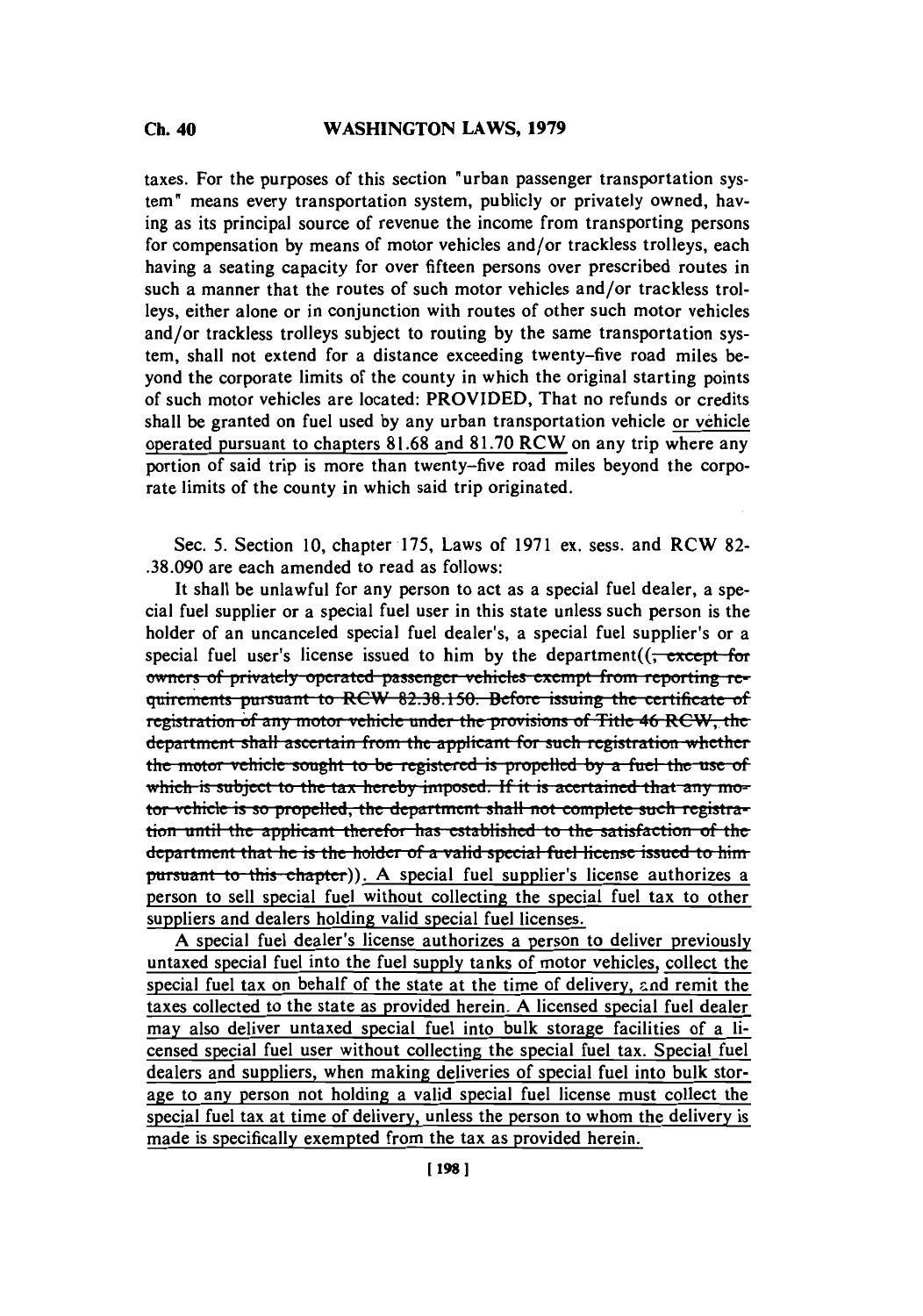taxes. For the purposes of this section "urban passenger transportation system" means every transportation system, publicly or privately owned, having as its principal source of revenue the income from transporting persons for compensation by means of motor vehicles and/or trackless trolleys, each having a seating capacity for over fifteen persons over prescribed routes in such a manner that the routes of such motor vehicles and/or trackless trolleys, either alone or in conjunction with routes of other such motor vehicles and/or trackless trolleys subject to routing by the same transportation system, shall not extend for a distance exceeding twenty-five road miles beyond the corporate limits of the county in which the original starting points of such motor vehicles are located: PROVIDED, That no refunds or credits shall be granted on fuel used by any urban transportation vehicle or vehicle operated pursuant to chapters 81.68 and 81.70 RCW on any trip where any portion of said trip is more than twenty-five road miles beyond the corporate limits of the county in which said trip originated.

Sec. 5. Section 10, chapter 175, Laws of 1971 ex. sess. and RCW 82-.38.090 are each amended to read as follows:

It shall be unlawful for any person to act as a special fuel dealer, a special fuel supplier or a special fuel user in this state unless such person is the holder of an uncanceled special fuel dealer's, a special fuel supplier's or a special fuel user's license issued to him by the department((~~, except for owners of privately operated passenger vehicles exempt from reporting requirements pursuant to RCW 82.38.150. Before issuing the certificate of registration of any motor vehicle under the provisions of Title 46 RCW, the department shall ascertain from the applicant for such registration whether the motor vehicle sought to be registered is propelled by a fuel the use of which is subject to the tax hereby imposed. If it is acertained that any motor vehicle is so propelled, the department shall not complete such registration until the applicant therefor has established to the satisfaction of the department that he is the holder of a valid special fuel license issued to him pursuant to this chapter~~)). A special fuel supplier's license authorizes a person to sell special fuel without collecting the special fuel tax to other suppliers and dealers holding valid special fuel licenses.

A special fuel dealer's license authorizes a person to deliver previously untaxed special fuel into the fuel supply tanks of motor vehicles, collect the special fuel tax on behalf of the state at the time of delivery, and remit the taxes collected to the state as provided herein. A licensed special fuel dealer may also deliver untaxed special fuel into bulk storage facilities of a licensed special fuel user without collecting the special fuel tax. Special fuel dealers and suppliers, when making deliveries of special fuel into bulk storage to any person not holding a valid special fuel license must collect the special fuel tax at time of delivery, unless the person to whom the delivery is made is specifically exempted from the tax as provided herein.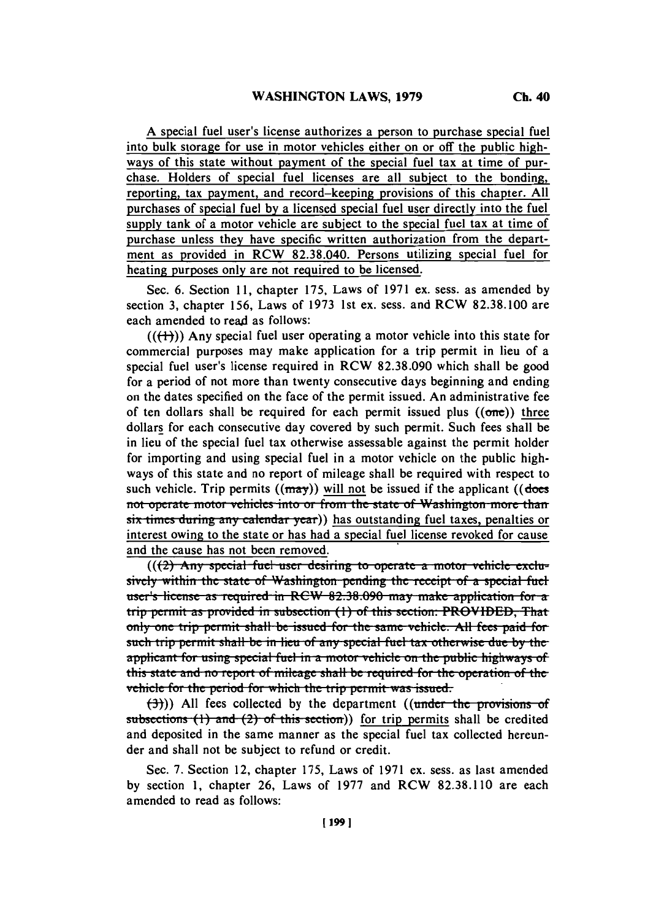A special fuel user's license authorizes a person to purchase special fuel into bulk storage for use in motor vehicles either on or off the public highways of this state without payment of the special fuel tax at time of purchase. Holders of special fuel licenses are all subject to the bonding, reporting, tax payment, and record-keeping provisions of this chapter. All purchases of special fuel by a licensed special fuel user directly into the fuel supply tank of a motor vehicle are subject to the special fuel tax at time of purchase unless they have specific written authorization from the department as provided in RCW 82.38.040. Persons utilizing special fuel for heating purposes only are not required to be licensed.

Sec. 6. Section 11, chapter 175, Laws of 1971 ex. sess. as amended by section 3, chapter 156, Laws of 1973 1st ex. sess. and RCW 82.38.100 are each amended to read as follows:

(((1))) Any special fuel user operating a motor vehicle into this state for commercial purposes may make application for a trip permit in lieu of a special fuel user's license required in RCW 82.38.090 which shall be good for a period of not more than twenty consecutive days beginning and ending on the dates specified on the face of the permit issued. An administrative fee of ten dollars shall be required for each permit issued plus ((one)) three dollars for each consecutive day covered by such permit. Such fees shall be in lieu of the special fuel tax otherwise assessable against the permit holder for importing and using special fuel in a motor vehicle on the public highways of this state and no report of mileage shall be required with respect to such vehicle. Trip permits ((may)) will not be issued if the applicant ((does not operate motor vehicles into or from the state of Washington more than six times during any calendar year)) has outstanding fuel taxes, penalties or interest owing to the state or has had a special fuel license revoked for cause and the cause has not been removed.

(((2) Any special fuel user desiring to operate a motor vehicle exclusively within the state of Washington pending the receipt of a special fuel user's license as required in RCW 82.38.090 may make application for a trip permit as provided in subsection (1) of this section: PROVIDED, That only one trip permit shall be issued for the same vehicle. All fees paid for such trip permit shall be in lieu of any special fuel tax otherwise due by the applicant for using special fuel in a motor vehicle on the public highways of this state and no report of mileage shall be required for the operation of the vehicle for the period for which the trip permit was issued.

(3))) All fees collected by the department ((under the provisions of subsections (1) and (2) of this section)) for trip permits shall be credited and deposited in the same manner as the special fuel tax collected hereunder and shall not be subject to refund or credit.

Sec. 7. Section 12, chapter 175, Laws of 1971 ex. sess. as last amended by section 1, chapter 26, Laws of 1977 and RCW 82.38.110 are each amended to read as follows: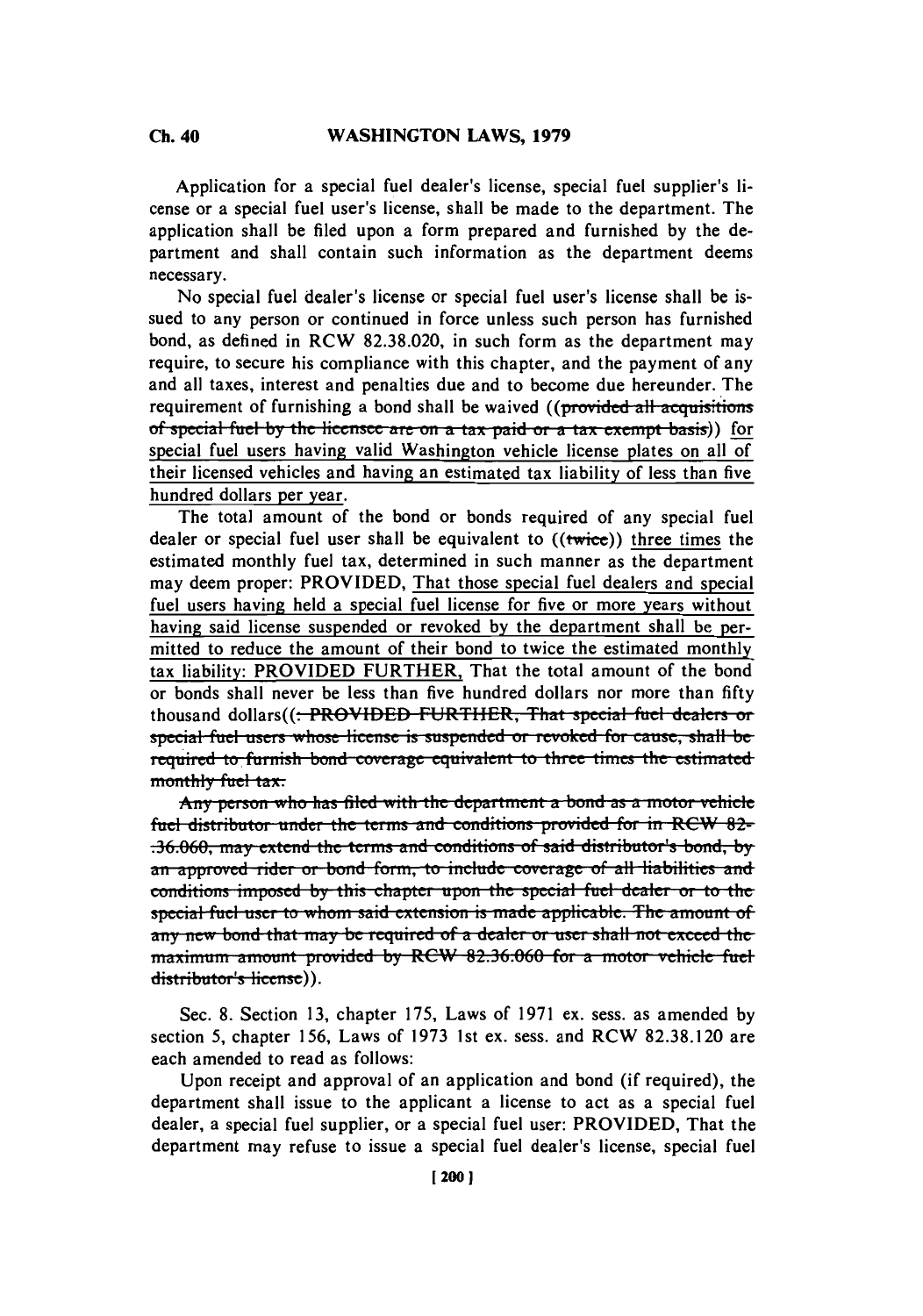Application for a special fuel dealer's license, special fuel supplier's license or a special fuel user's license, shall be made to the department. The application shall be filed upon a form prepared and furnished by the department and shall contain such information as the department deems necessary.

No special fuel dealer's license or special fuel user's license shall be issued to any person or continued in force unless such person has furnished bond, as defined in RCW 82.38.020, in such form as the department may require, to secure his compliance with this chapter, and the payment of any and all taxes, interest and penalties due and to become due hereunder. The requirement of furnishing a bond shall be waived ((~~provided all acquisitions of special fuel by the licensee are on a tax paid or a tax exempt basis~~)) <u>for special fuel users having valid Washington vehicle license plates on all of their licensed vehicles and having an estimated tax liability of less than five hundred dollars per year</u>.

The total amount of the bond or bonds required of any special fuel dealer or special fuel user shall be equivalent to ((~~twice~~)) <u>three times</u> the estimated monthly fuel tax, determined in such manner as the department may deem proper: PROVIDED, <u>That those special fuel dealers and special fuel users having held a special fuel license for five or more years without having said license suspended or revoked by the department shall be permitted to reduce the amount of their bond to twice the estimated monthly tax liability: PROVIDED FURTHER,</u> That the total amount of the bond or bonds shall never be less than five hundred dollars nor more than fifty thousand dollars((~~: PROVIDED FURTHER, That special fuel dealers or special fuel users whose license is suspended or revoked for cause, shall be required to furnish bond coverage equivalent to three times the estimated monthly fuel tax.~~

~~Any person who has filed with the department a bond as a motor vehicle fuel distributor under the terms and conditions provided for in RCW 82-.36.060, may extend the terms and conditions of said distributor's bond, by an approved rider or bond form, to include coverage of all liabilities and conditions imposed by this chapter upon the special fuel dealer or to the special fuel user to whom said extension is made applicable. The amount of any new bond that may be required of a dealer or user shall not exceed the maximum amount provided by RCW 82.36.060 for a motor vehicle fuel distributor's license~~)).

Sec. 8. Section 13, chapter 175, Laws of 1971 ex. sess. as amended by section 5, chapter 156, Laws of 1973 1st ex. sess. and RCW 82.38.120 are each amended to read as follows:

Upon receipt and approval of an application and bond (if required), the department shall issue to the applicant a license to act as a special fuel dealer, a special fuel supplier, or a special fuel user: PROVIDED, That the department may refuse to issue a special fuel dealer's license, special fuel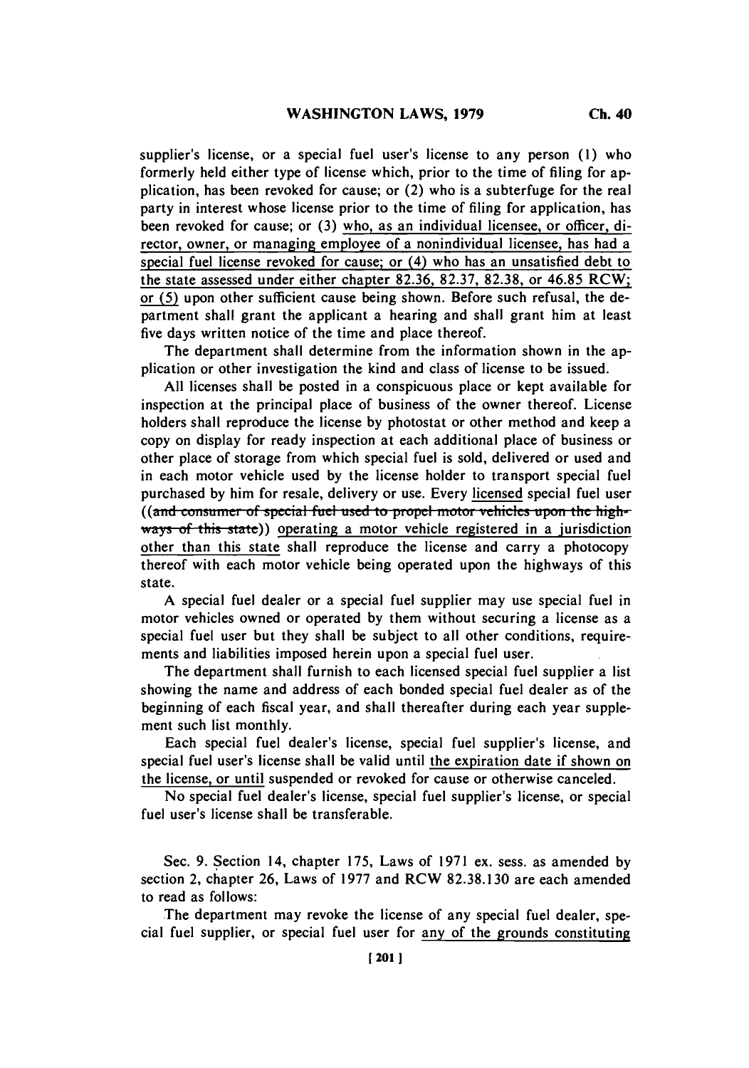supplier's license, or a special fuel user's license to any person (1) who formerly held either type of license which, prior to the time of filing for application, has been revoked for cause; or (2) who is a subterfuge for the real party in interest whose license prior to the time of filing for application, has been revoked for cause; or (3) who, as an individual licensee, or officer, director, owner, or managing employee of a nonindividual licensee, has had a special fuel license revoked for cause; or (4) who has an unsatisfied debt to the state assessed under either chapter 82.36, 82.37, 82.38, or 46.85 RCW; or (5) upon other sufficient cause being shown. Before such refusal, the department shall grant the applicant a hearing and shall grant him at least five days written notice of the time and place thereof.

The department shall determine from the information shown in the application or other investigation the kind and class of license to be issued.

All licenses shall be posted in a conspicuous place or kept available for inspection at the principal place of business of the owner thereof. License holders shall reproduce the license by photostat or other method and keep a copy on display for ready inspection at each additional place of business or other place of storage from which special fuel is sold, delivered or used and in each motor vehicle used by the license holder to transport special fuel purchased by him for resale, delivery or use. Every licensed special fuel user ((~~and consumer of special fuel used to propel motor vehicles upon the highways of this state~~)) operating a motor vehicle registered in a jurisdiction other than this state shall reproduce the license and carry a photocopy thereof with each motor vehicle being operated upon the highways of this state.

A special fuel dealer or a special fuel supplier may use special fuel in motor vehicles owned or operated by them without securing a license as a special fuel user but they shall be subject to all other conditions, requirements and liabilities imposed herein upon a special fuel user.

The department shall furnish to each licensed special fuel supplier a list showing the name and address of each bonded special fuel dealer as of the beginning of each fiscal year, and shall thereafter during each year supplement such list monthly.

Each special fuel dealer's license, special fuel supplier's license, and special fuel user's license shall be valid until the expiration date if shown on the license, or until suspended or revoked for cause or otherwise canceled.

No special fuel dealer's license, special fuel supplier's license, or special fuel user's license shall be transferable.

Sec. 9. Section 14, chapter 175, Laws of 1971 ex. sess. as amended by section 2, chapter 26, Laws of 1977 and RCW 82.38.130 are each amended to read as follows:

The department may revoke the license of any special fuel dealer, special fuel supplier, or special fuel user for any of the grounds constituting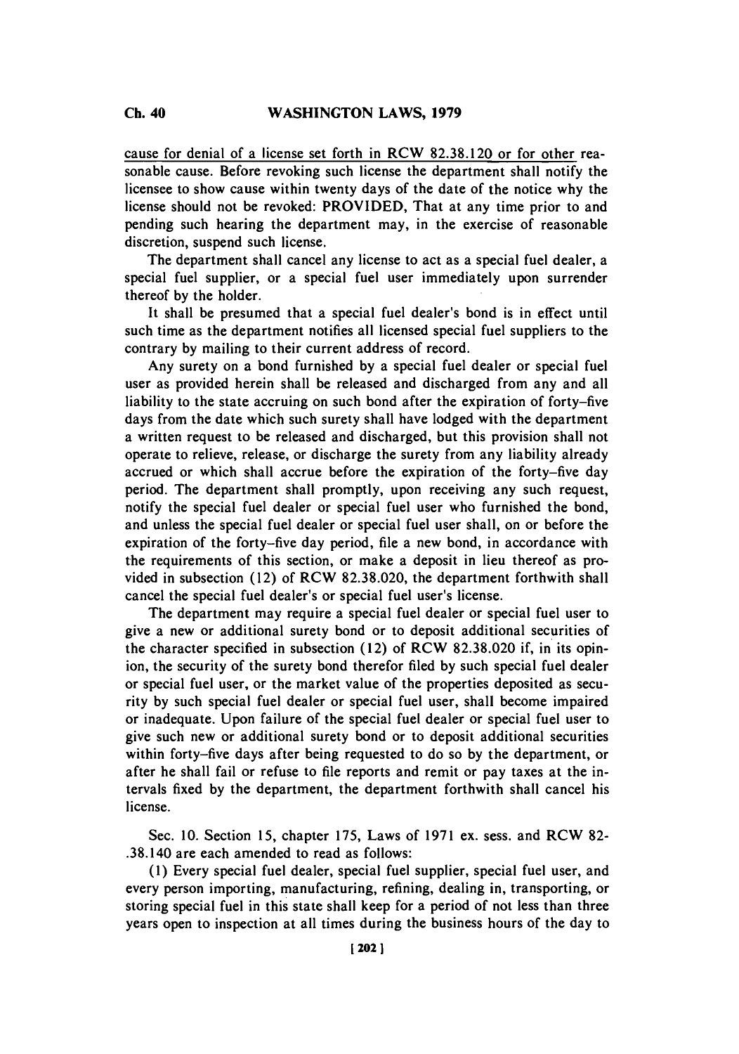cause for denial of a license set forth in RCW 82.38.120 or for other reasonable cause. Before revoking such license the department shall notify the licensee to show cause within twenty days of the date of the notice why the license should not be revoked: PROVIDED, That at any time prior to and pending such hearing the department may, in the exercise of reasonable discretion, suspend such license.

The department shall cancel any license to act as a special fuel dealer, a special fuel supplier, or a special fuel user immediately upon surrender thereof by the holder.

It shall be presumed that a special fuel dealer's bond is in effect until such time as the department notifies all licensed special fuel suppliers to the contrary by mailing to their current address of record.

Any surety on a bond furnished by a special fuel dealer or special fuel user as provided herein shall be released and discharged from any and all liability to the state accruing on such bond after the expiration of forty-five days from the date which such surety shall have lodged with the department a written request to be released and discharged, but this provision shall not operate to relieve, release, or discharge the surety from any liability already accrued or which shall accrue before the expiration of the forty-five day period. The department shall promptly, upon receiving any such request, notify the special fuel dealer or special fuel user who furnished the bond, and unless the special fuel dealer or special fuel user shall, on or before the expiration of the forty-five day period, file a new bond, in accordance with the requirements of this section, or make a deposit in lieu thereof as provided in subsection (12) of RCW 82.38.020, the department forthwith shall cancel the special fuel dealer's or special fuel user's license.

The department may require a special fuel dealer or special fuel user to give a new or additional surety bond or to deposit additional securities of the character specified in subsection (12) of RCW 82.38.020 if, in its opinion, the security of the surety bond therefor filed by such special fuel dealer or special fuel user, or the market value of the properties deposited as security by such special fuel dealer or special fuel user, shall become impaired or inadequate. Upon failure of the special fuel dealer or special fuel user to give such new or additional surety bond or to deposit additional securities within forty-five days after being requested to do so by the department, or after he shall fail or refuse to file reports and remit or pay taxes at the intervals fixed by the department, the department forthwith shall cancel his license.

Sec. 10. Section 15, chapter 175, Laws of 1971 ex. sess. and RCW 82-.38.140 are each amended to read as follows:

(1) Every special fuel dealer, special fuel supplier, special fuel user, and every person importing, manufacturing, refining, dealing in, transporting, or storing special fuel in this state shall keep for a period of not less than three years open to inspection at all times during the business hours of the day to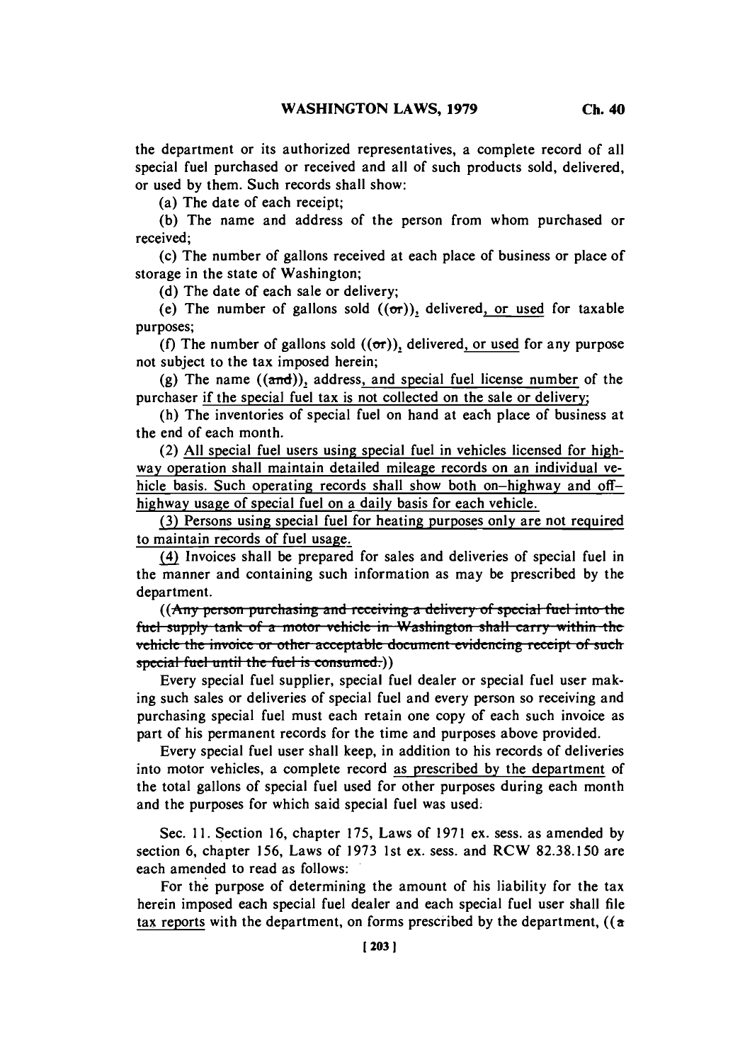the department or its authorized representatives, a complete record of all special fuel purchased or received and all of such products sold, delivered, or used by them. Such records shall show:

(a) The date of each receipt;

(b) The name and address of the person from whom purchased or received;

(c) The number of gallons received at each place of business or place of storage in the state of Washington;

(d) The date of each sale or delivery;

(e) The number of gallons sold ((~~or~~)), delivered, or used for taxable purposes;

(f) The number of gallons sold ((~~or~~)), delivered, or used for any purpose not subject to the tax imposed herein;

(g) The name ((~~and~~)), address, and special fuel license number of the purchaser if the special fuel tax is not collected on the sale or delivery;

(h) The inventories of special fuel on hand at each place of business at the end of each month.

(2) All special fuel users using special fuel in vehicles licensed for highway operation shall maintain detailed mileage records on an individual vehicle basis. Such operating records shall show both on–highway and off–highway usage of special fuel on a daily basis for each vehicle.

(3) Persons using special fuel for heating purposes only are not required to maintain records of fuel usage.

(4) Invoices shall be prepared for sales and deliveries of special fuel in the manner and containing such information as may be prescribed by the department.

((~~Any person purchasing and receiving a delivery of special fuel into the fuel supply tank of a motor vehicle in Washington shall carry within the vehicle the invoice or other acceptable document evidencing receipt of such special fuel until the fuel is consumed.~~))

Every special fuel supplier, special fuel dealer or special fuel user making such sales or deliveries of special fuel and every person so receiving and purchasing special fuel must each retain one copy of each such invoice as part of his permanent records for the time and purposes above provided.

Every special fuel user shall keep, in addition to his records of deliveries into motor vehicles, a complete record as prescribed by the department of the total gallons of special fuel used for other purposes during each month and the purposes for which said special fuel was used.

Sec. 11. Section 16, chapter 175, Laws of 1971 ex. sess. as amended by section 6, chapter 156, Laws of 1973 1st ex. sess. and RCW 82.38.150 are each amended to read as follows:

For the purpose of determining the amount of his liability for the tax herein imposed each special fuel dealer and each special fuel user shall file tax reports with the department, on forms prescribed by the department, ((~~a~~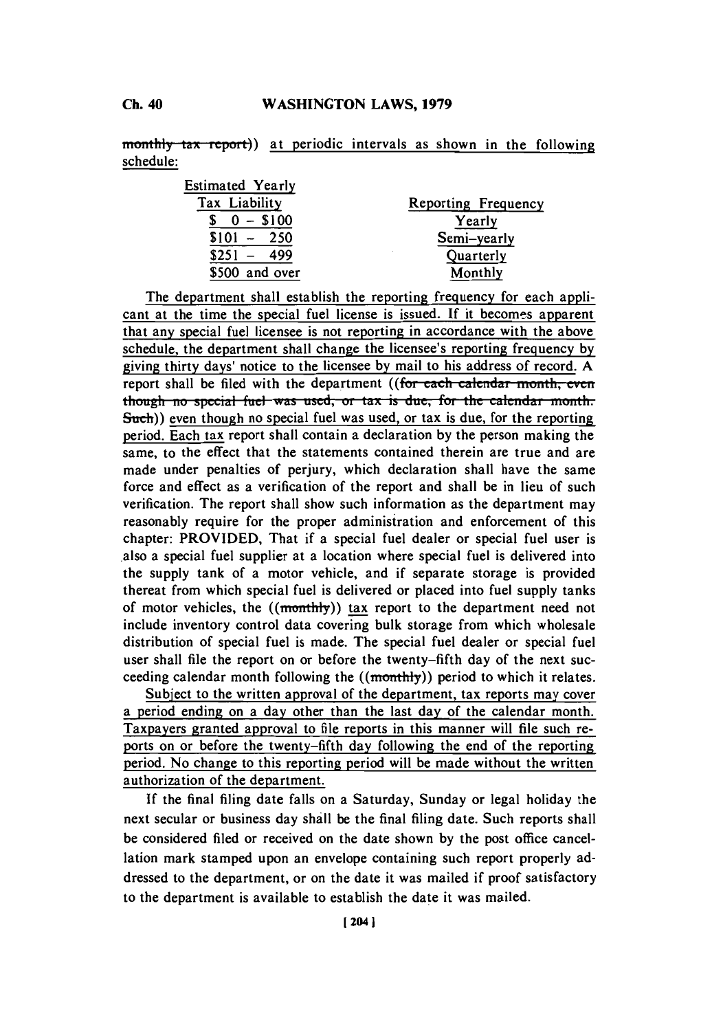~~monthly tax report~~)) at periodic intervals as shown in the following schedule:

| Estimated Yearly Tax Liability | Reporting Frequency |
|---|---|
| $ 0 - $100 | Yearly |
| $101 - 250 | Semi-yearly |
| $251 - 499 | Quarterly |
| $500 and over | Monthly |

The department shall establish the reporting frequency for each applicant at the time the special fuel license is issued. If it becomes apparent that any special fuel licensee is not reporting in accordance with the above schedule, the department shall change the licensee's reporting frequency by giving thirty days' notice to the licensee by mail to his address of record. A report shall be filed with the department ((~~for each calendar month, even though no special fuel was used, or tax is due, for the calendar month. Such~~)) even though no special fuel was used, or tax is due, for the reporting period. Each tax report shall contain a declaration by the person making the same, to the effect that the statements contained therein are true and are made under penalties of perjury, which declaration shall have the same force and effect as a verification of the report and shall be in lieu of such verification. The report shall show such information as the department may reasonably require for the proper administration and enforcement of this chapter: PROVIDED, That if a special fuel dealer or special fuel user is also a special fuel supplier at a location where special fuel is delivered into the supply tank of a motor vehicle, and if separate storage is provided thereat from which special fuel is delivered or placed into fuel supply tanks of motor vehicles, the ((~~monthly~~)) tax report to the department need not include inventory control data covering bulk storage from which wholesale distribution of special fuel is made. The special fuel dealer or special fuel user shall file the report on or before the twenty-fifth day of the next succeeding calendar month following the ((~~monthly~~)) period to which it relates.

Subject to the written approval of the department, tax reports may cover a period ending on a day other than the last day of the calendar month. Taxpayers granted approval to file reports in this manner will file such reports on or before the twenty-fifth day following the end of the reporting period. No change to this reporting period will be made without the written authorization of the department.

If the final filing date falls on a Saturday, Sunday or legal holiday the next secular or business day shall be the final filing date. Such reports shall be considered filed or received on the date shown by the post office cancellation mark stamped upon an envelope containing such report properly addressed to the department, or on the date it was mailed if proof satisfactory to the department is available to establish the date it was mailed.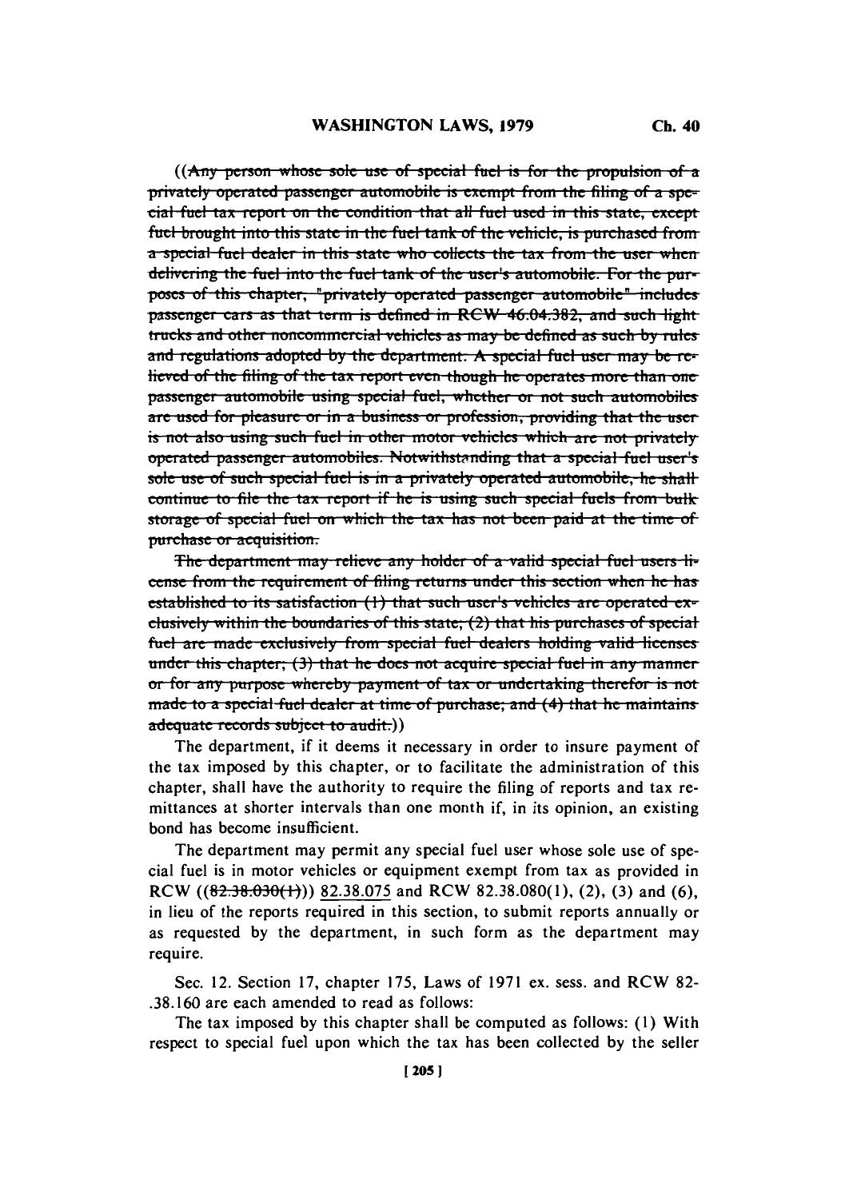((~~Any person whose sole use of special fuel is for the propulsion of a privately operated passenger automobile is exempt from the filing of a special fuel tax report on the condition that all fuel used in this state, except fuel brought into this state in the fuel tank of the vehicle, is purchased from a special fuel dealer in this state who collects the tax from the user when delivering the fuel into the fuel tank of the user's automobile. For the purposes of this chapter, "privately operated passenger automobile" includes passenger cars as that term is defined in RCW 46.04.382, and such light trucks and other noncommercial vehicles as may be defined as such by rules and regulations adopted by the department. A special fuel user may be relieved of the filing of the tax report even though he operates more than one passenger automobile using special fuel, whether or not such automobiles are used for pleasure or in a business or profession, providing that the user is not also using such fuel in other motor vehicles which are not privately operated passenger automobiles. Notwithstanding that a special fuel user's sole use of such special fuel is in a privately operated automobile, he shall continue to file the tax report if he is using such special fuels from bulk storage of special fuel on which the tax has not been paid at the time of purchase or acquisition.~~

~~The department may relieve any holder of a valid special fuel users license from the requirement of filing returns under this section when he has established to its satisfaction (1) that such user's vehicles are operated exclusively within the boundaries of this state; (2) that his purchases of special fuel are made exclusively from special fuel dealers holding valid licenses under this chapter; (3) that he does not acquire special fuel in any manner or for any purpose whereby payment of tax or undertaking therefor is not made to a special fuel dealer at time of purchase; and (4) that he maintains adequate records subject to audit.~~))

The department, if it deems it necessary in order to insure payment of the tax imposed by this chapter, or to facilitate the administration of this chapter, shall have the authority to require the filing of reports and tax remittances at shorter intervals than one month if, in its opinion, an existing bond has become insufficient.

The department may permit any special fuel user whose sole use of special fuel is in motor vehicles or equipment exempt from tax as provided in RCW ((~~82.38.030(1)~~)) <u>82.38.075</u> and RCW 82.38.080(1), (2), (3) and (6), in lieu of the reports required in this section, to submit reports annually or as requested by the department, in such form as the department may require.

Sec. 12. Section 17, chapter 175, Laws of 1971 ex. sess. and RCW 82-.38.160 are each amended to read as follows:

The tax imposed by this chapter shall be computed as follows: (1) With respect to special fuel upon which the tax has been collected by the seller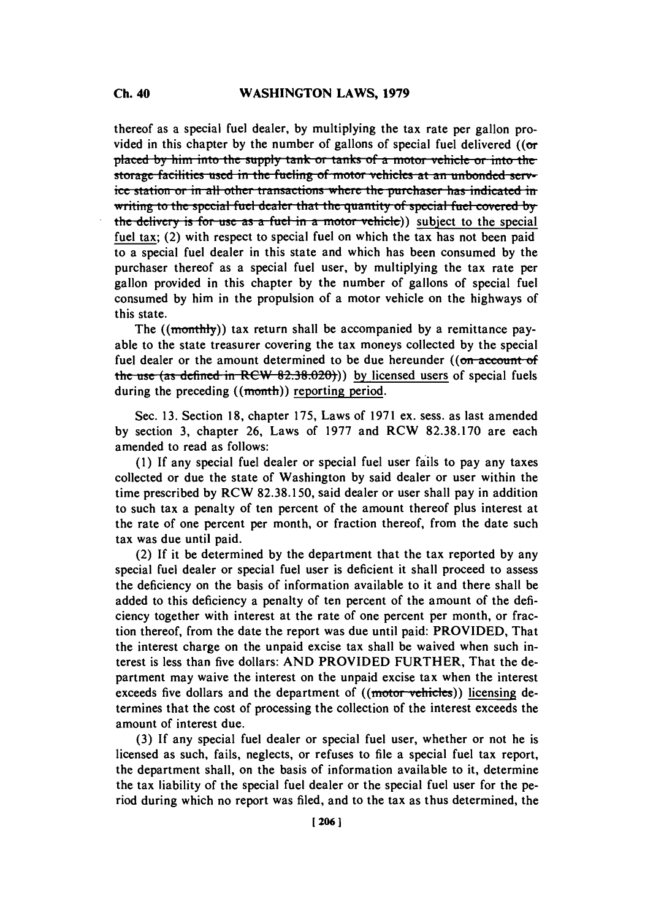thereof as a special fuel dealer, by multiplying the tax rate per gallon provided in this chapter by the number of gallons of special fuel delivered ((~~or placed by him into the supply tank or tanks of a motor vehicle or into the storage facilities used in the fueling of motor vehicles at an unbonded service station or in all other transactions where the purchaser has indicated in writing to the special fuel dealer that the quantity of special fuel covered by the delivery is for use as a fuel in a motor vehicle~~)) subject to the special fuel tax; (2) with respect to special fuel on which the tax has not been paid to a special fuel dealer in this state and which has been consumed by the purchaser thereof as a special fuel user, by multiplying the tax rate per gallon provided in this chapter by the number of gallons of special fuel consumed by him in the propulsion of a motor vehicle on the highways of this state.

The ((~~monthly~~)) tax return shall be accompanied by a remittance payable to the state treasurer covering the tax moneys collected by the special fuel dealer or the amount determined to be due hereunder ((~~on account of the use (as defined in RCW 82.38.020)~~)) by licensed users of special fuels during the preceding ((~~month~~)) reporting period.

Sec. 13. Section 18, chapter 175, Laws of 1971 ex. sess. as last amended by section 3, chapter 26, Laws of 1977 and RCW 82.38.170 are each amended to read as follows:

(1) If any special fuel dealer or special fuel user fails to pay any taxes collected or due the state of Washington by said dealer or user within the time prescribed by RCW 82.38.150, said dealer or user shall pay in addition to such tax a penalty of ten percent of the amount thereof plus interest at the rate of one percent per month, or fraction thereof, from the date such tax was due until paid.

(2) If it be determined by the department that the tax reported by any special fuel dealer or special fuel user is deficient it shall proceed to assess the deficiency on the basis of information available to it and there shall be added to this deficiency a penalty of ten percent of the amount of the deficiency together with interest at the rate of one percent per month, or fraction thereof, from the date the report was due until paid: PROVIDED, That the interest charge on the unpaid excise tax shall be waived when such interest is less than five dollars: AND PROVIDED FURTHER, That the department may waive the interest on the unpaid excise tax when the interest exceeds five dollars and the department of ((~~motor vehicles~~)) licensing determines that the cost of processing the collection of the interest exceeds the amount of interest due.

(3) If any special fuel dealer or special fuel user, whether or not he is licensed as such, fails, neglects, or refuses to file a special fuel tax report, the department shall, on the basis of information available to it, determine the tax liability of the special fuel dealer or the special fuel user for the period during which no report was filed, and to the tax as thus determined, the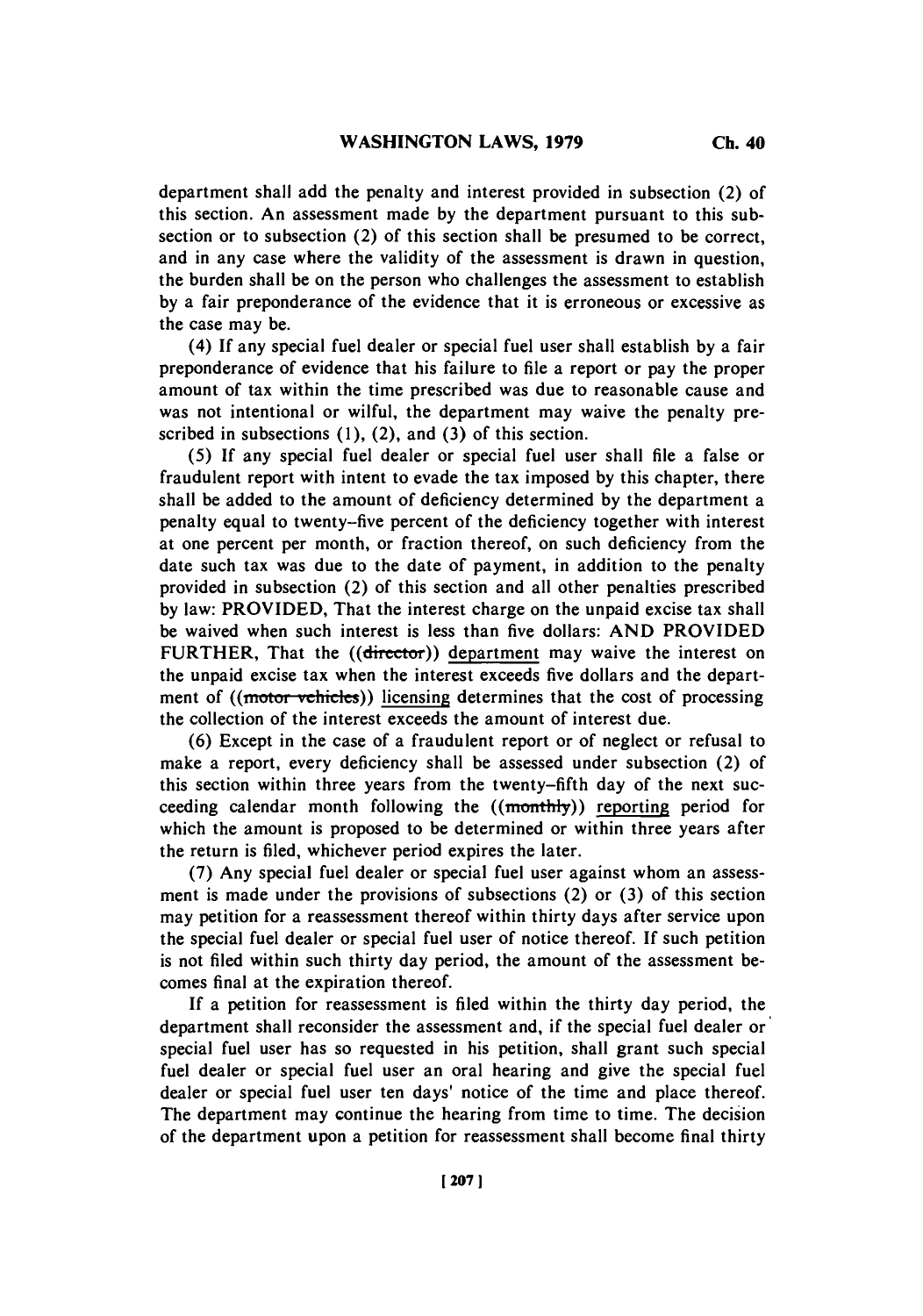department shall add the penalty and interest provided in subsection (2) of this section. An assessment made by the department pursuant to this subsection or to subsection (2) of this section shall be presumed to be correct, and in any case where the validity of the assessment is drawn in question, the burden shall be on the person who challenges the assessment to establish by a fair preponderance of the evidence that it is erroneous or excessive as the case may be.

(4) If any special fuel dealer or special fuel user shall establish by a fair preponderance of evidence that his failure to file a report or pay the proper amount of tax within the time prescribed was due to reasonable cause and was not intentional or wilful, the department may waive the penalty prescribed in subsections (1), (2), and (3) of this section.

(5) If any special fuel dealer or special fuel user shall file a false or fraudulent report with intent to evade the tax imposed by this chapter, there shall be added to the amount of deficiency determined by the department a penalty equal to twenty-five percent of the deficiency together with interest at one percent per month, or fraction thereof, on such deficiency from the date such tax was due to the date of payment, in addition to the penalty provided in subsection (2) of this section and all other penalties prescribed by law: PROVIDED, That the interest charge on the unpaid excise tax shall be waived when such interest is less than five dollars: AND PROVIDED FURTHER, That the ((~~director~~)) department may waive the interest on the unpaid excise tax when the interest exceeds five dollars and the department of ((~~motor vehicles~~)) licensing determines that the cost of processing the collection of the interest exceeds the amount of interest due.

(6) Except in the case of a fraudulent report or of neglect or refusal to make a report, every deficiency shall be assessed under subsection (2) of this section within three years from the twenty-fifth day of the next succeeding calendar month following the ((~~monthly~~)) reporting period for which the amount is proposed to be determined or within three years after the return is filed, whichever period expires the later.

(7) Any special fuel dealer or special fuel user against whom an assessment is made under the provisions of subsections (2) or (3) of this section may petition for a reassessment thereof within thirty days after service upon the special fuel dealer or special fuel user of notice thereof. If such petition is not filed within such thirty day period, the amount of the assessment becomes final at the expiration thereof.

If a petition for reassessment is filed within the thirty day period, the department shall reconsider the assessment and, if the special fuel dealer or special fuel user has so requested in his petition, shall grant such special fuel dealer or special fuel user an oral hearing and give the special fuel dealer or special fuel user ten days' notice of the time and place thereof. The department may continue the hearing from time to time. The decision of the department upon a petition for reassessment shall become final thirty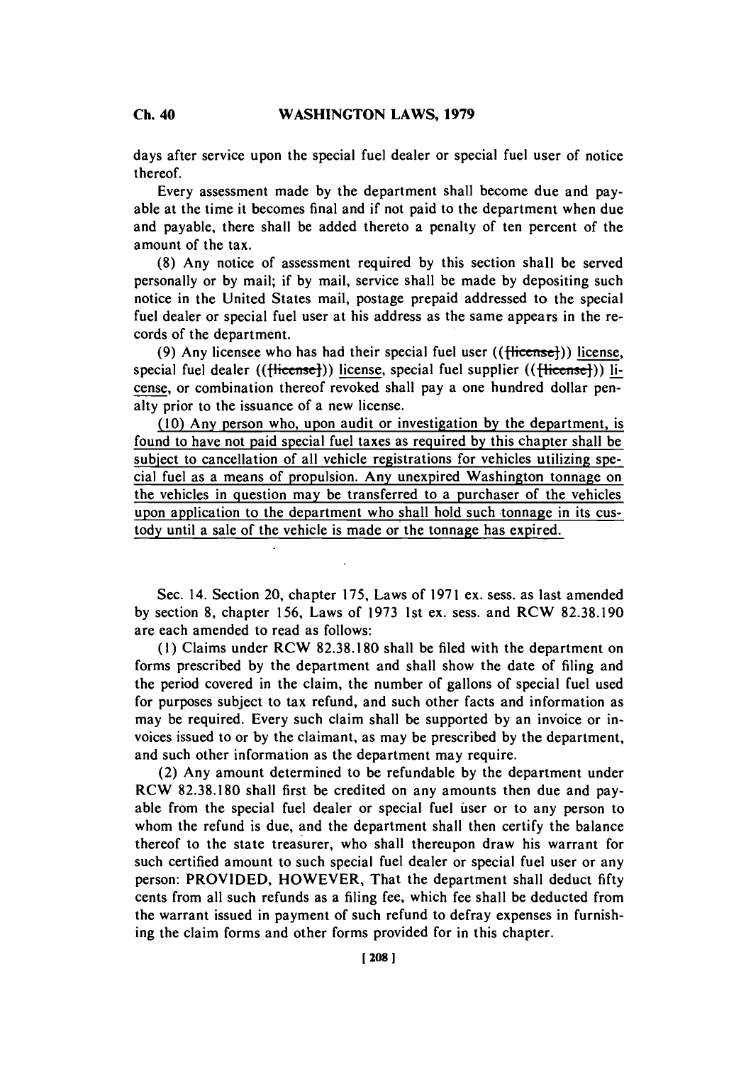days after service upon the special fuel dealer or special fuel user of notice thereof.

Every assessment made by the department shall become due and payable at the time it becomes final and if not paid to the department when due and payable, there shall be added thereto a penalty of ten percent of the amount of the tax.

(8) Any notice of assessment required by this section shall be served personally or by mail; if by mail, service shall be made by depositing such notice in the United States mail, postage prepaid addressed to the special fuel dealer or special fuel user at his address as the same appears in the records of the department.

(9) Any licensee who has had their special fuel user (([license])) license, special fuel dealer (([license])) license, special fuel supplier (([license])) license, or combination thereof revoked shall pay a one hundred dollar penalty prior to the issuance of a new license.

(10) Any person who, upon audit or investigation by the department, is found to have not paid special fuel taxes as required by this chapter shall be subject to cancellation of all vehicle registrations for vehicles utilizing special fuel as a means of propulsion. Any unexpired Washington tonnage on the vehicles in question may be transferred to a purchaser of the vehicles upon application to the department who shall hold such tonnage in its custody until a sale of the vehicle is made or the tonnage has expired.

Sec. 14. Section 20, chapter 175, Laws of 1971 ex. sess. as last amended by section 8, chapter 156, Laws of 1973 1st ex. sess. and RCW 82.38.190 are each amended to read as follows:

(1) Claims under RCW 82.38.180 shall be filed with the department on forms prescribed by the department and shall show the date of filing and the period covered in the claim, the number of gallons of special fuel used for purposes subject to tax refund, and such other facts and information as may be required. Every such claim shall be supported by an invoice or invoices issued to or by the claimant, as may be prescribed by the department, and such other information as the department may require.

(2) Any amount determined to be refundable by the department under RCW 82.38.180 shall first be credited on any amounts then due and payable from the special fuel dealer or special fuel user or to any person to whom the refund is due, and the department shall then certify the balance thereof to the state treasurer, who shall thereupon draw his warrant for such certified amount to such special fuel dealer or special fuel user or any person: PROVIDED, HOWEVER, That the department shall deduct fifty cents from all such refunds as a filing fee, which fee shall be deducted from the warrant issued in payment of such refund to defray expenses in furnishing the claim forms and other forms provided for in this chapter.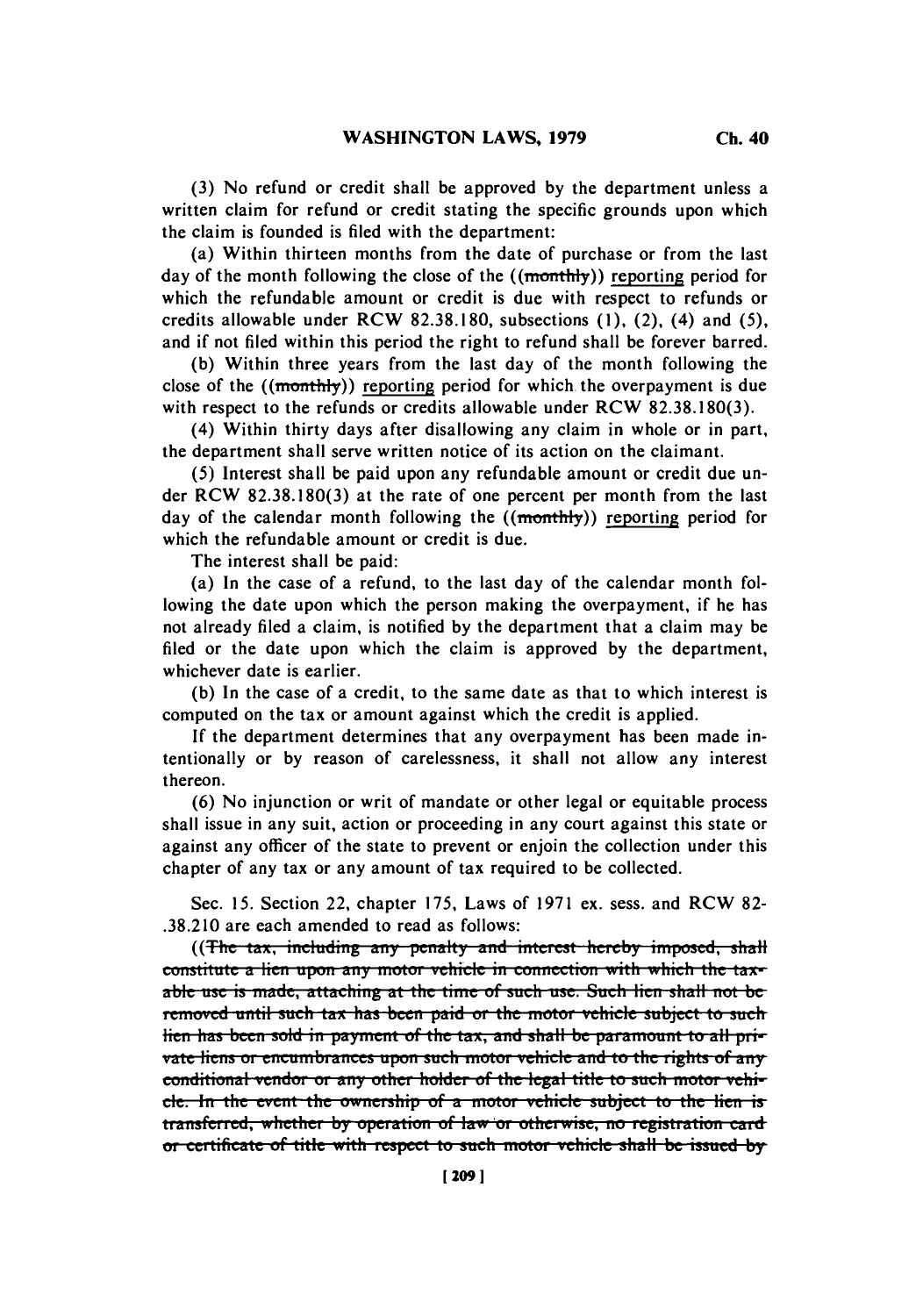(3) No refund or credit shall be approved by the department unless a written claim for refund or credit stating the specific grounds upon which the claim is founded is filed with the department:

(a) Within thirteen months from the date of purchase or from the last day of the month following the close of the ((~~monthly~~)) <u>reporting</u> period for which the refundable amount or credit is due with respect to refunds or credits allowable under RCW 82.38.180, subsections (1), (2), (4) and (5), and if not filed within this period the right to refund shall be forever barred.

(b) Within three years from the last day of the month following the close of the ((~~monthly~~)) <u>reporting</u> period for which the overpayment is due with respect to the refunds or credits allowable under RCW 82.38.180(3).

(4) Within thirty days after disallowing any claim in whole or in part, the department shall serve written notice of its action on the claimant.

(5) Interest shall be paid upon any refundable amount or credit due under RCW 82.38.180(3) at the rate of one percent per month from the last day of the calendar month following the ((~~monthly~~)) <u>reporting</u> period for which the refundable amount or credit is due.

The interest shall be paid:

(a) In the case of a refund, to the last day of the calendar month following the date upon which the person making the overpayment, if he has not already filed a claim, is notified by the department that a claim may be filed or the date upon which the claim is approved by the department, whichever date is earlier.

(b) In the case of a credit, to the same date as that to which interest is computed on the tax or amount against which the credit is applied.

If the department determines that any overpayment has been made intentionally or by reason of carelessness, it shall not allow any interest thereon.

(6) No injunction or writ of mandate or other legal or equitable process shall issue in any suit, action or proceeding in any court against this state or against any officer of the state to prevent or enjoin the collection under this chapter of any tax or any amount of tax required to be collected.

Sec. 15. Section 22, chapter 175, Laws of 1971 ex. sess. and RCW 82-.38.210 are each amended to read as follows:

((~~The tax, including any penalty and interest hereby imposed, shall constitute a lien upon any motor vehicle in connection with which the taxable use is made, attaching at the time of such use. Such lien shall not be removed until such tax has been paid or the motor vehicle subject to such lien has been sold in payment of the tax, and shall be paramount to all private liens or encumbrances upon such motor vehicle and to the rights of any conditional vendor or any other holder of the legal title to such motor vehicle. In the event the ownership of a motor vehicle subject to the lien is transferred, whether by operation of law or otherwise, no registration card or certificate of title with respect to such motor vehicle shall be issued by~~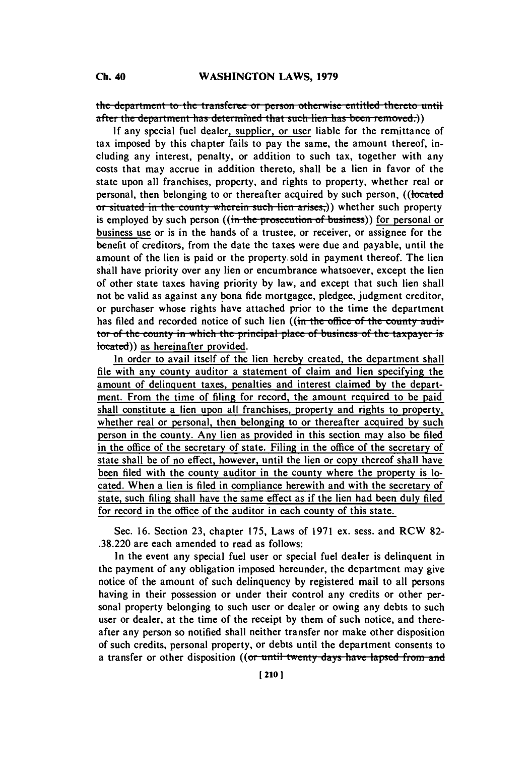~~the department to the transferee or person otherwise entitled thereto until after the department has determined that such lien has been removed.~~))

If any special fuel dealer, supplier, or user liable for the remittance of tax imposed by this chapter fails to pay the same, the amount thereof, including any interest, penalty, or addition to such tax, together with any costs that may accrue in addition thereto, shall be a lien in favor of the state upon all franchises, property, and rights to property, whether real or personal, then belonging to or thereafter acquired by such person, ((~~located or situated in the county wherein such lien arises,~~)) whether such property is employed by such person ((~~in the prosecution of business~~)) for personal or business use or is in the hands of a trustee, or receiver, or assignee for the benefit of creditors, from the date the taxes were due and payable, until the amount of the lien is paid or the property sold in payment thereof. The lien shall have priority over any lien or encumbrance whatsoever, except the lien of other state taxes having priority by law, and except that such lien shall not be valid as against any bona fide mortgagee, pledgee, judgment creditor, or purchaser whose rights have attached prior to the time the department has filed and recorded notice of such lien ((~~in the office of the county auditor of the county in which the principal place of business of the taxpayer is located~~)) as hereinafter provided.

In order to avail itself of the lien hereby created, the department shall file with any county auditor a statement of claim and lien specifying the amount of delinquent taxes, penalties and interest claimed by the department. From the time of filing for record, the amount required to be paid shall constitute a lien upon all franchises, property and rights to property, whether real or personal, then belonging to or thereafter acquired by such person in the county. Any lien as provided in this section may also be filed in the office of the secretary of state. Filing in the office of the secretary of state shall be of no effect, however, until the lien or copy thereof shall have been filed with the county auditor in the county where the property is located. When a lien is filed in compliance herewith and with the secretary of state, such filing shall have the same effect as if the lien had been duly filed for record in the office of the auditor in each county of this state.

Sec. 16. Section 23, chapter 175, Laws of 1971 ex. sess. and RCW 82-.38.220 are each amended to read as follows:

In the event any special fuel user or special fuel dealer is delinquent in the payment of any obligation imposed hereunder, the department may give notice of the amount of such delinquency by registered mail to all persons having in their possession or under their control any credits or other personal property belonging to such user or dealer or owing any debts to such user or dealer, at the time of the receipt by them of such notice, and thereafter any person so notified shall neither transfer nor make other disposition of such credits, personal property, or debts until the department consents to a transfer or other disposition ((~~or until twenty days have lapsed from and~~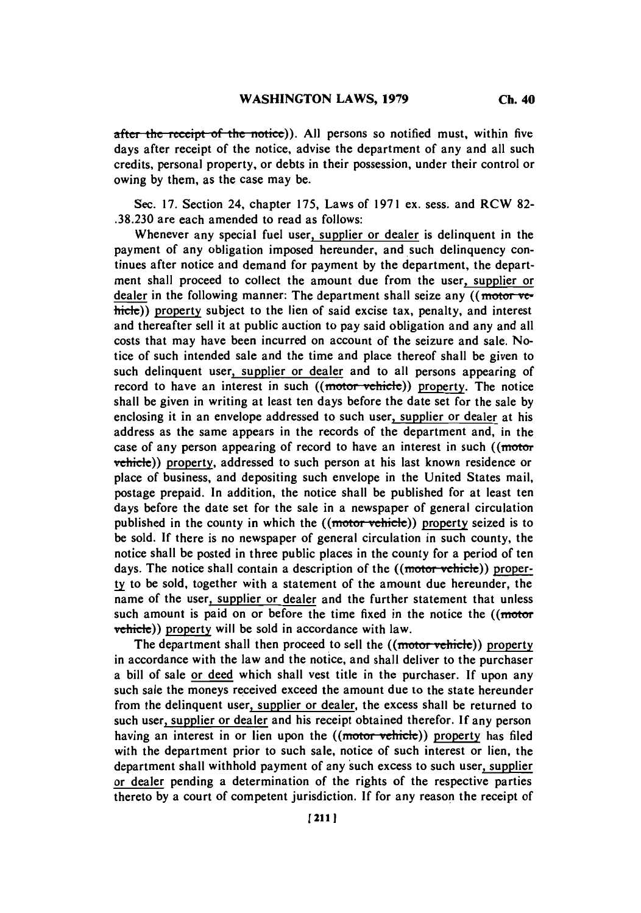~~after the receipt of the notice~~)). All persons so notified must, within five days after receipt of the notice, advise the department of any and all such credits, personal property, or debts in their possession, under their control or owing by them, as the case may be.

Sec. 17. Section 24, chapter 175, Laws of 1971 ex. sess. and RCW 82-.38.230 are each amended to read as follows:

Whenever any special fuel user, supplier or dealer is delinquent in the payment of any obligation imposed hereunder, and such delinquency continues after notice and demand for payment by the department, the department shall proceed to collect the amount due from the user, supplier or dealer in the following manner: The department shall seize any ((~~motor vehicle~~)) property subject to the lien of said excise tax, penalty, and interest and thereafter sell it at public auction to pay said obligation and any and all costs that may have been incurred on account of the seizure and sale. Notice of such intended sale and the time and place thereof shall be given to such delinquent user, supplier or dealer and to all persons appearing of record to have an interest in such ((~~motor vehicle~~)) property. The notice shall be given in writing at least ten days before the date set for the sale by enclosing it in an envelope addressed to such user, supplier or dealer at his address as the same appears in the records of the department and, in the case of any person appearing of record to have an interest in such ((~~motor vehicle~~)) property, addressed to such person at his last known residence or place of business, and depositing such envelope in the United States mail, postage prepaid. In addition, the notice shall be published for at least ten days before the date set for the sale in a newspaper of general circulation published in the county in which the ((~~motor vehicle~~)) property seized is to be sold. If there is no newspaper of general circulation in such county, the notice shall be posted in three public places in the county for a period of ten days. The notice shall contain a description of the ((~~motor vehicle~~)) property to be sold, together with a statement of the amount due hereunder, the name of the user, supplier or dealer and the further statement that unless such amount is paid on or before the time fixed in the notice the ((~~motor vehicle~~)) property will be sold in accordance with law.

The department shall then proceed to sell the ((~~motor vehicle~~)) property in accordance with the law and the notice, and shall deliver to the purchaser a bill of sale or deed which shall vest title in the purchaser. If upon any such sale the moneys received exceed the amount due to the state hereunder from the delinquent user, supplier or dealer, the excess shall be returned to such user, supplier or dealer and his receipt obtained therefor. If any person having an interest in or lien upon the ((~~motor vehicle~~)) property has filed with the department prior to such sale, notice of such interest or lien, the department shall withhold payment of any such excess to such user, supplier or dealer pending a determination of the rights of the respective parties thereto by a court of competent jurisdiction. If for any reason the receipt of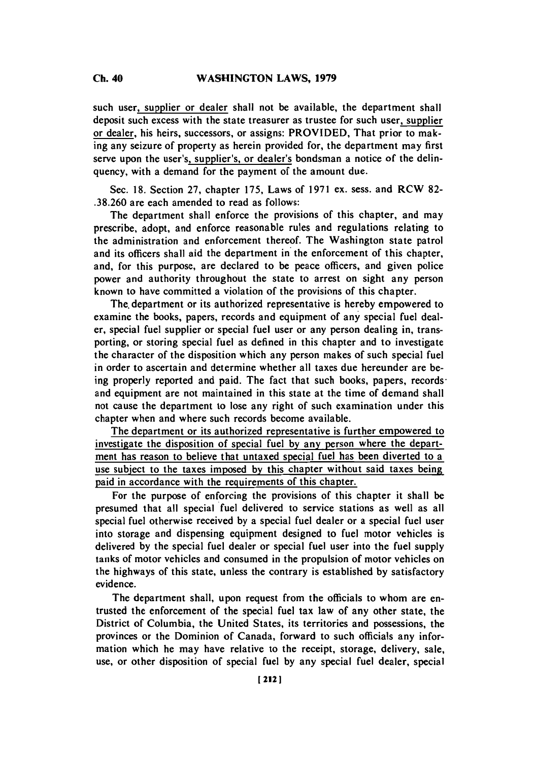such user, supplier or dealer shall not be available, the department shall deposit such excess with the state treasurer as trustee for such user, supplier or dealer, his heirs, successors, or assigns: PROVIDED, That prior to making any seizure of property as herein provided for, the department may first serve upon the user's, supplier's, or dealer's bondsman a notice of the delinquency, with a demand for the payment of the amount due.

Sec. 18. Section 27, chapter 175, Laws of 1971 ex. sess. and RCW 82-.38.260 are each amended to read as follows:

The department shall enforce the provisions of this chapter, and may prescribe, adopt, and enforce reasonable rules and regulations relating to the administration and enforcement thereof. The Washington state patrol and its officers shall aid the department in the enforcement of this chapter, and, for this purpose, are declared to be peace officers, and given police power and authority throughout the state to arrest on sight any person known to have committed a violation of the provisions of this chapter.

The department or its authorized representative is hereby empowered to examine the books, papers, records and equipment of any special fuel dealer, special fuel supplier or special fuel user or any person dealing in, transporting, or storing special fuel as defined in this chapter and to investigate the character of the disposition which any person makes of such special fuel in order to ascertain and determine whether all taxes due hereunder are being properly reported and paid. The fact that such books, papers, records and equipment are not maintained in this state at the time of demand shall not cause the department to lose any right of such examination under this chapter when and where such records become available.

The department or its authorized representative is further empowered to investigate the disposition of special fuel by any person where the department has reason to believe that untaxed special fuel has been diverted to a use subject to the taxes imposed by this chapter without said taxes being paid in accordance with the requirements of this chapter.

For the purpose of enforcing the provisions of this chapter it shall be presumed that all special fuel delivered to service stations as well as all special fuel otherwise received by a special fuel dealer or a special fuel user into storage and dispensing equipment designed to fuel motor vehicles is delivered by the special fuel dealer or special fuel user into the fuel supply tanks of motor vehicles and consumed in the propulsion of motor vehicles on the highways of this state, unless the contrary is established by satisfactory evidence.

The department shall, upon request from the officials to whom are entrusted the enforcement of the special fuel tax law of any other state, the District of Columbia, the United States, its territories and possessions, the provinces or the Dominion of Canada, forward to such officials any information which he may have relative to the receipt, storage, delivery, sale, use, or other disposition of special fuel by any special fuel dealer, special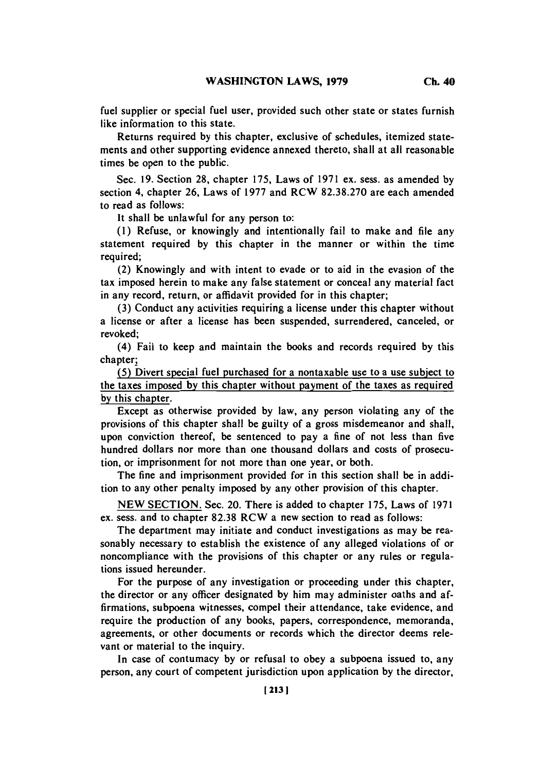fuel supplier or special fuel user, provided such other state or states furnish like information to this state.

Returns required by this chapter, exclusive of schedules, itemized statements and other supporting evidence annexed thereto, shall at all reasonable times be open to the public.

Sec. 19. Section 28, chapter 175, Laws of 1971 ex. sess. as amended by section 4, chapter 26, Laws of 1977 and RCW 82.38.270 are each amended to read as follows:

It shall be unlawful for any person to:

(1) Refuse, or knowingly and intentionally fail to make and file any statement required by this chapter in the manner or within the time required;

(2) Knowingly and with intent to evade or to aid in the evasion of the tax imposed herein to make any false statement or conceal any material fact in any record, return, or affidavit provided for in this chapter;

(3) Conduct any activities requiring a license under this chapter without a license or after a license has been suspended, surrendered, canceled, or revoked;

(4) Fail to keep and maintain the books and records required by this chapter;

<u>(5) Divert special fuel purchased for a nontaxable use to a use subject to the taxes imposed by this chapter without payment of the taxes as required by this chapter.</u>

Except as otherwise provided by law, any person violating any of the provisions of this chapter shall be guilty of a gross misdemeanor and shall, upon conviction thereof, be sentenced to pay a fine of not less than five hundred dollars nor more than one thousand dollars and costs of prosecution, or imprisonment for not more than one year, or both.

The fine and imprisonment provided for in this section shall be in addition to any other penalty imposed by any other provision of this chapter.

<u>NEW SECTION.</u> Sec. 20. There is added to chapter 175, Laws of 1971 ex. sess. and to chapter 82.38 RCW a new section to read as follows:

The department may initiate and conduct investigations as may be reasonably necessary to establish the existence of any alleged violations of or noncompliance with the provisions of this chapter or any rules or regulations issued hereunder.

For the purpose of any investigation or proceeding under this chapter, the director or any officer designated by him may administer oaths and affirmations, subpoena witnesses, compel their attendance, take evidence, and require the production of any books, papers, correspondence, memoranda, agreements, or other documents or records which the director deems relevant or material to the inquiry.

In case of contumacy by or refusal to obey a subpoena issued to, any person, any court of competent jurisdiction upon application by the director,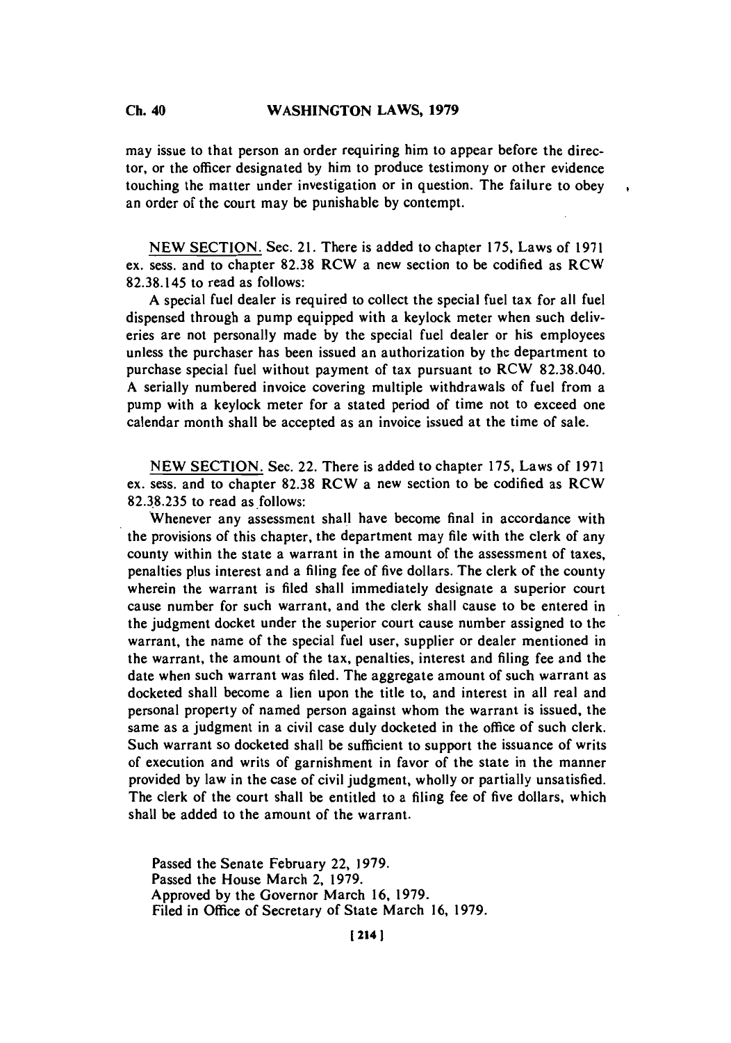may issue to that person an order requiring him to appear before the director, or the officer designated by him to produce testimony or other evidence touching the matter under investigation or in question. The failure to obey an order of the court may be punishable by contempt.

NEW SECTION. Sec. 21. There is added to chapter 175, Laws of 1971 ex. sess. and to chapter 82.38 RCW a new section to be codified as RCW 82.38.145 to read as follows:

A special fuel dealer is required to collect the special fuel tax for all fuel dispensed through a pump equipped with a keylock meter when such deliveries are not personally made by the special fuel dealer or his employees unless the purchaser has been issued an authorization by the department to purchase special fuel without payment of tax pursuant to RCW 82.38.040. A serially numbered invoice covering multiple withdrawals of fuel from a pump with a keylock meter for a stated period of time not to exceed one calendar month shall be accepted as an invoice issued at the time of sale.

NEW SECTION. Sec. 22. There is added to chapter 175, Laws of 1971 ex. sess. and to chapter 82.38 RCW a new section to be codified as RCW 82.38.235 to read as follows:

Whenever any assessment shall have become final in accordance with the provisions of this chapter, the department may file with the clerk of any county within the state a warrant in the amount of the assessment of taxes, penalties plus interest and a filing fee of five dollars. The clerk of the county wherein the warrant is filed shall immediately designate a superior court cause number for such warrant, and the clerk shall cause to be entered in the judgment docket under the superior court cause number assigned to the warrant, the name of the special fuel user, supplier or dealer mentioned in the warrant, the amount of the tax, penalties, interest and filing fee and the date when such warrant was filed. The aggregate amount of such warrant as docketed shall become a lien upon the title to, and interest in all real and personal property of named person against whom the warrant is issued, the same as a judgment in a civil case duly docketed in the office of such clerk. Such warrant so docketed shall be sufficient to support the issuance of writs of execution and writs of garnishment in favor of the state in the manner provided by law in the case of civil judgment, wholly or partially unsatisfied. The clerk of the court shall be entitled to a filing fee of five dollars, which shall be added to the amount of the warrant.

Passed the Senate February 22, 1979.
Passed the House March 2, 1979.
Approved by the Governor March 16, 1979.
Filed in Office of Secretary of State March 16, 1979.